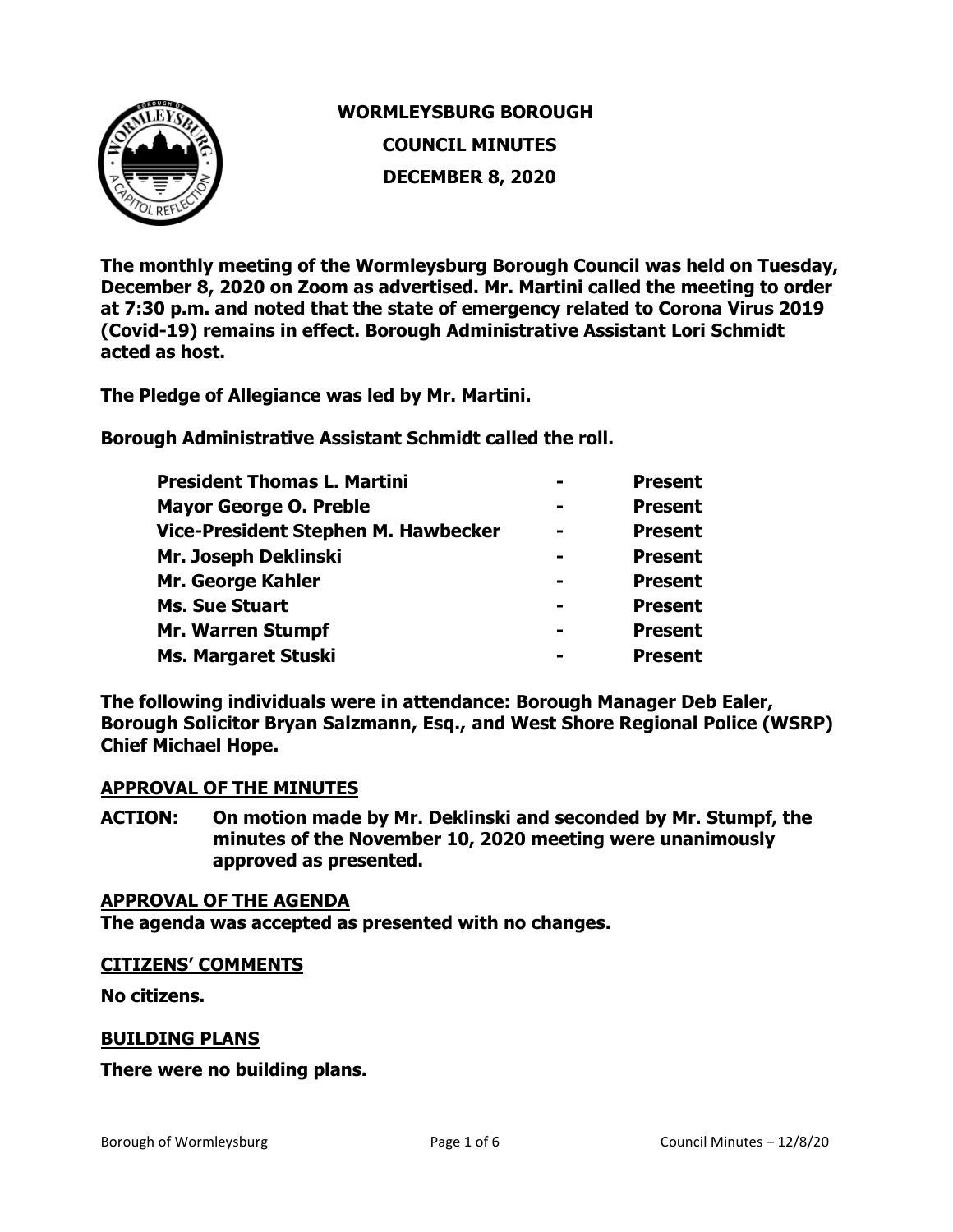# WORMLEYSBURG BOROUGH

## COUNCIL MINUTES

## DECEMBER 8, 2020

**The monthly meeting of the Wormleysburg Borough Council was held on Tuesday, December 8, 2020 on Zoom as advertised. Mr. Martini called the meeting to order at 7:30 p.m. and noted that the state of emergency related to Corona Virus 2019 (Covid-19) remains in effect. Borough Administrative Assistant Lori Schmidt acted as host.**

**The Pledge of Allegiance was led by Mr. Martini.**

**Borough Administrative Assistant Schmidt called the roll.**

| | | |
|---|---|---|
| **President Thomas L. Martini** | **-** | **Present** |
| **Mayor George O. Preble** | **-** | **Present** |
| **Vice-President Stephen M. Hawbecker** | **-** | **Present** |
| **Mr. Joseph Deklinski** | **-** | **Present** |
| **Mr. George Kahler** | **-** | **Present** |
| **Ms. Sue Stuart** | **-** | **Present** |
| **Mr. Warren Stumpf** | **-** | **Present** |
| **Ms. Margaret Stuski** | **-** | **Present** |

**The following individuals were in attendance: Borough Manager Deb Ealer, Borough Solicitor Bryan Salzmann, Esq., and West Shore Regional Police (WSRP) Chief Michael Hope.**

### APPROVAL OF THE MINUTES

**ACTION: On motion made by Mr. Deklinski and seconded by Mr. Stumpf, the minutes of the November 10, 2020 meeting were unanimously approved as presented.**

### APPROVAL OF THE AGENDA

**The agenda was accepted as presented with no changes.**

### CITIZENS' COMMENTS

**No citizens.**

### BUILDING PLANS

**There were no building plans.**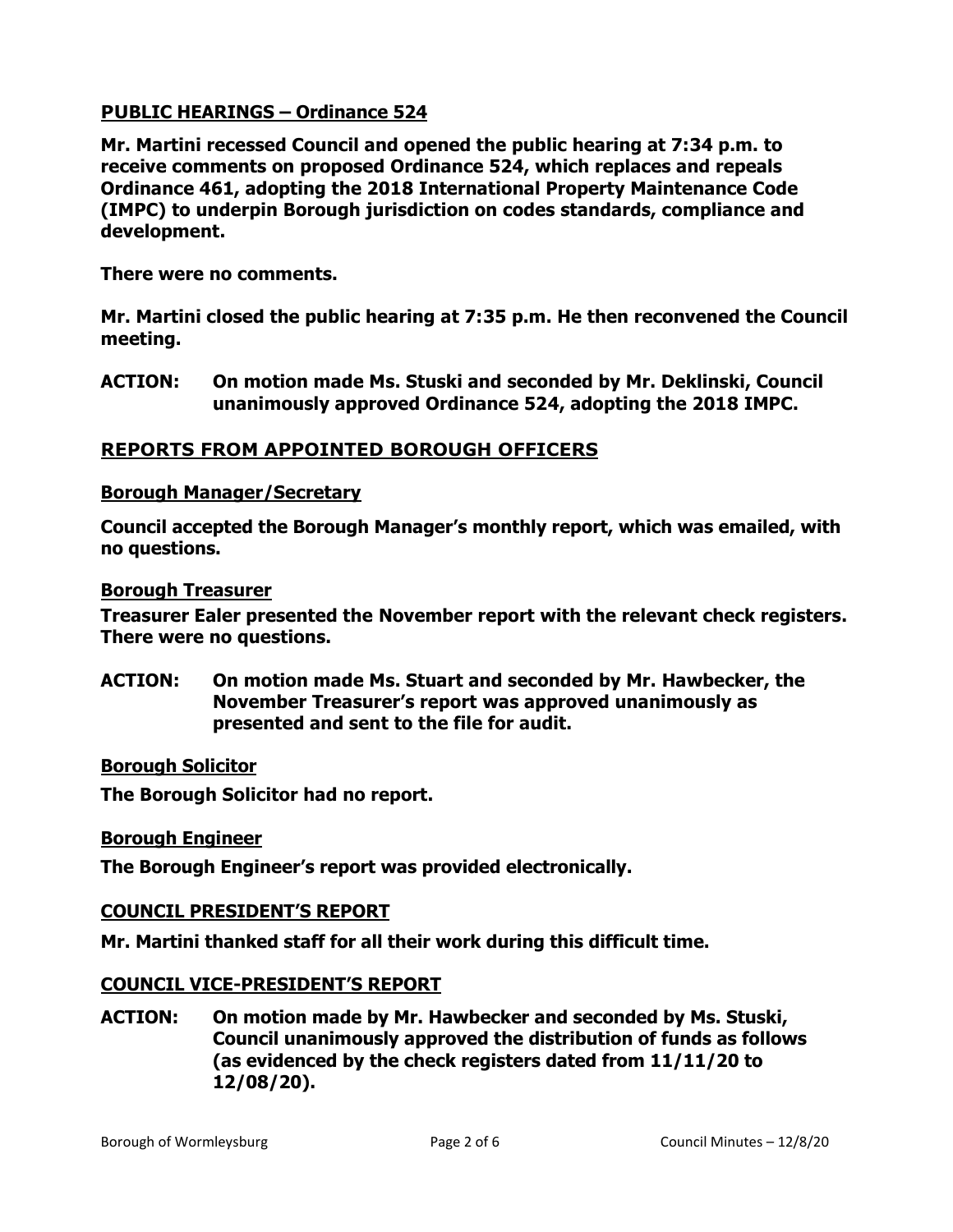## PUBLIC HEARINGS – Ordinance 524

**Mr. Martini recessed Council and opened the public hearing at 7:34 p.m. to receive comments on proposed Ordinance 524, which replaces and repeals Ordinance 461, adopting the 2018 International Property Maintenance Code (IMPC) to underpin Borough jurisdiction on codes standards, compliance and development.**

**There were no comments.**

**Mr. Martini closed the public hearing at 7:35 p.m. He then reconvened the Council meeting.**

**ACTION: On motion made Ms. Stuski and seconded by Mr. Deklinski, Council unanimously approved Ordinance 524, adopting the 2018 IMPC.**

## REPORTS FROM APPOINTED BOROUGH OFFICERS

### Borough Manager/Secretary

**Council accepted the Borough Manager's monthly report, which was emailed, with no questions.**

### Borough Treasurer

**Treasurer Ealer presented the November report with the relevant check registers. There were no questions.**

**ACTION: On motion made Ms. Stuart and seconded by Mr. Hawbecker, the November Treasurer's report was approved unanimously as presented and sent to the file for audit.**

### Borough Solicitor

**The Borough Solicitor had no report.**

### Borough Engineer

**The Borough Engineer's report was provided electronically.**

## COUNCIL PRESIDENT'S REPORT

**Mr. Martini thanked staff for all their work during this difficult time.**

## COUNCIL VICE-PRESIDENT'S REPORT

**ACTION: On motion made by Mr. Hawbecker and seconded by Ms. Stuski, Council unanimously approved the distribution of funds as follows (as evidenced by the check registers dated from 11/11/20 to 12/08/20).**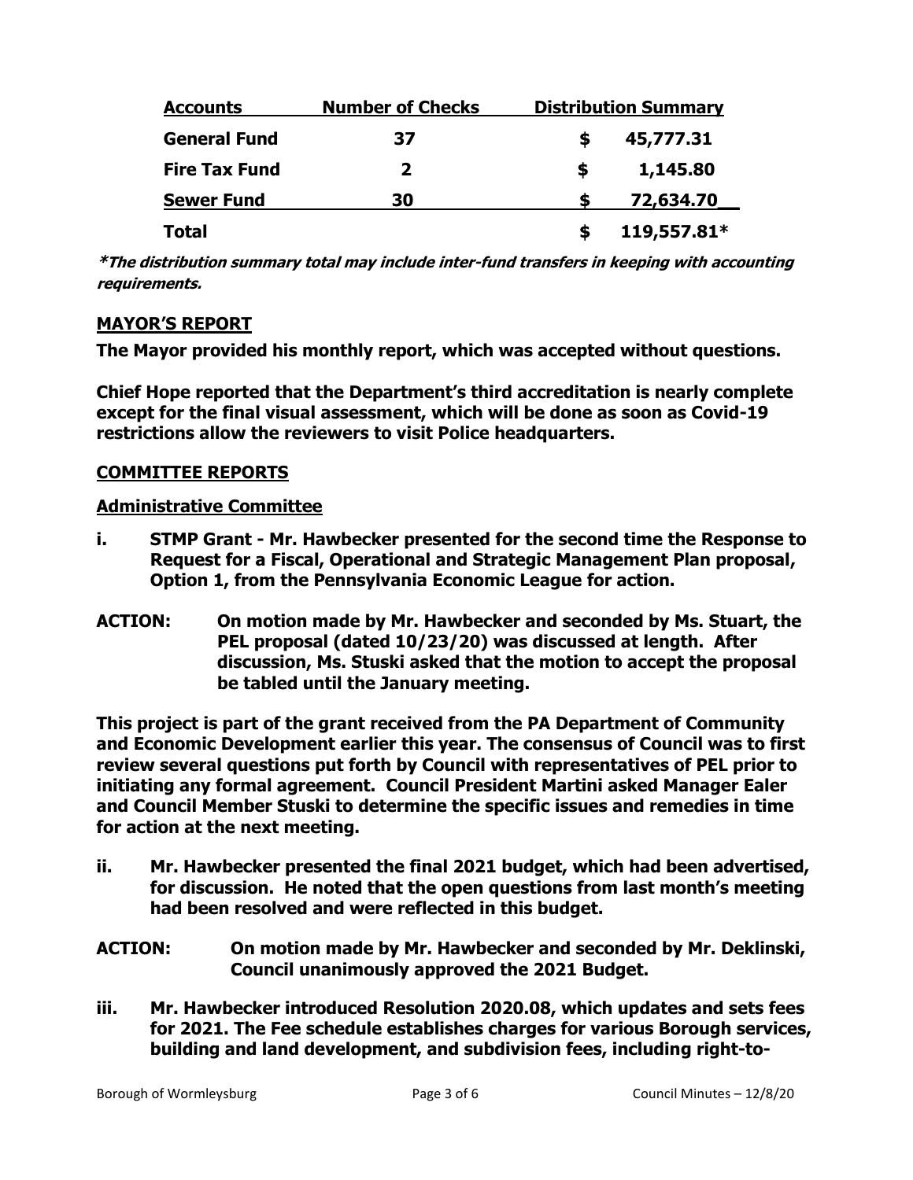| Accounts | Number of Checks | Distribution Summary |
|---|---|---|
| General Fund | 37 | $ 45,777.31 |
| Fire Tax Fund | 2 | $ 1,145.80 |
| Sewer Fund | 30 | $ 72,634.70 |
| Total | | $ 119,557.81* |

***The distribution summary total may include inter-fund transfers in keeping with accounting requirements.***

## MAYOR'S REPORT

**The Mayor provided his monthly report, which was accepted without questions.**

**Chief Hope reported that the Department's third accreditation is nearly complete except for the final visual assessment, which will be done as soon as Covid-19 restrictions allow the reviewers to visit Police headquarters.**

## COMMITTEE REPORTS

### Administrative Committee

**i. STMP Grant - Mr. Hawbecker presented for the second time the Response to Request for a Fiscal, Operational and Strategic Management Plan proposal, Option 1, from the Pennsylvania Economic League for action.**

**ACTION: On motion made by Mr. Hawbecker and seconded by Ms. Stuart, the PEL proposal (dated 10/23/20) was discussed at length. After discussion, Ms. Stuski asked that the motion to accept the proposal be tabled until the January meeting.**

**This project is part of the grant received from the PA Department of Community and Economic Development earlier this year. The consensus of Council was to first review several questions put forth by Council with representatives of PEL prior to initiating any formal agreement. Council President Martini asked Manager Ealer and Council Member Stuski to determine the specific issues and remedies in time for action at the next meeting.**

**ii. Mr. Hawbecker presented the final 2021 budget, which had been advertised, for discussion. He noted that the open questions from last month's meeting had been resolved and were reflected in this budget.**

**ACTION: On motion made by Mr. Hawbecker and seconded by Mr. Deklinski, Council unanimously approved the 2021 Budget.**

**iii. Mr. Hawbecker introduced Resolution 2020.08, which updates and sets fees for 2021. The Fee schedule establishes charges for various Borough services, building and land development, and subdivision fees, including right-to-**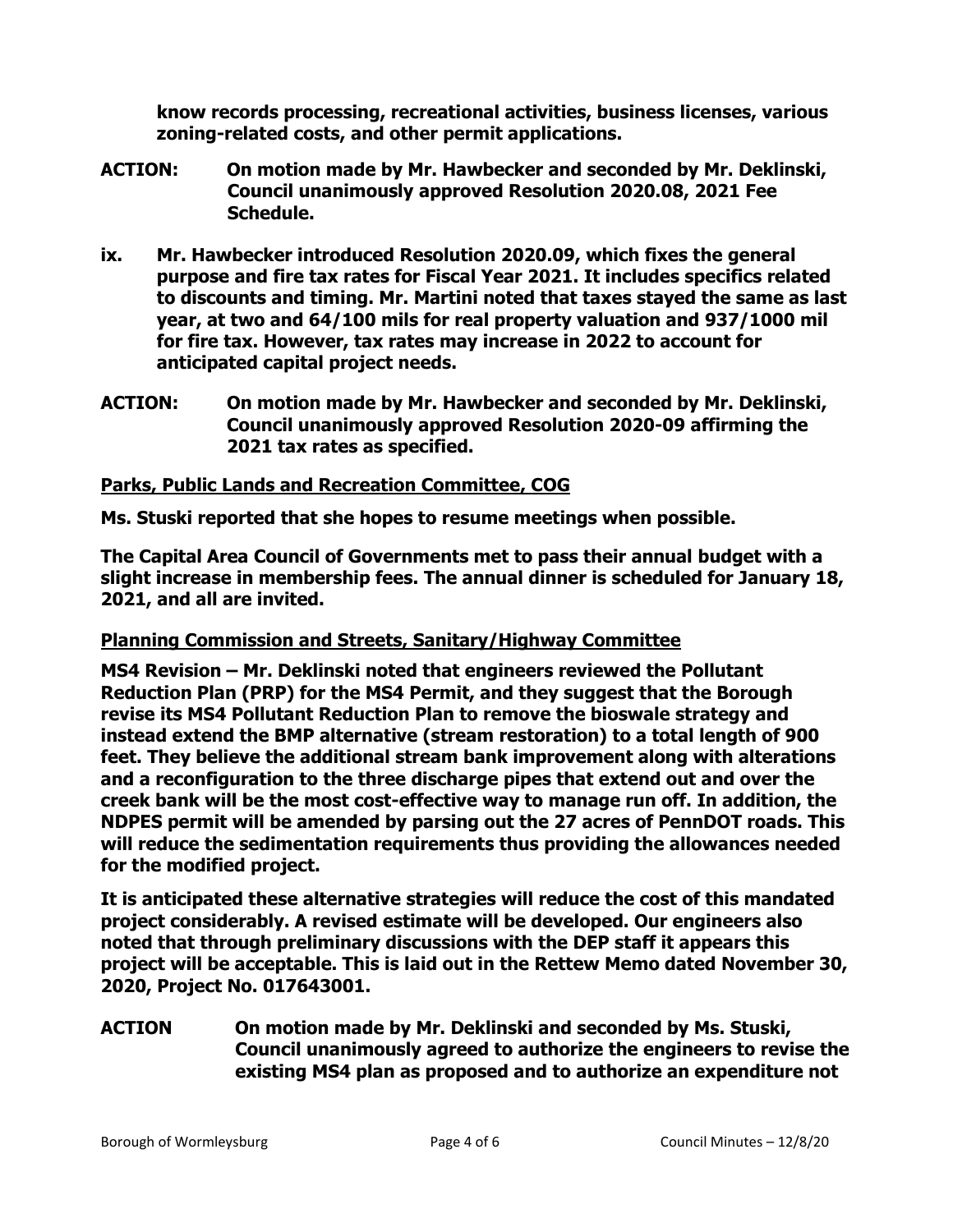**know records processing, recreational activities, business licenses, various zoning-related costs, and other permit applications.**

**ACTION: On motion made by Mr. Hawbecker and seconded by Mr. Deklinski, Council unanimously approved Resolution 2020.08, 2021 Fee Schedule.**

**ix. Mr. Hawbecker introduced Resolution 2020.09, which fixes the general purpose and fire tax rates for Fiscal Year 2021. It includes specifics related to discounts and timing. Mr. Martini noted that taxes stayed the same as last year, at two and 64/100 mils for real property valuation and 937/1000 mil for fire tax. However, tax rates may increase in 2022 to account for anticipated capital project needs.**

**ACTION: On motion made by Mr. Hawbecker and seconded by Mr. Deklinski, Council unanimously approved Resolution 2020-09 affirming the 2021 tax rates as specified.**

**<u>Parks, Public Lands and Recreation Committee, COG</u>**

**Ms. Stuski reported that she hopes to resume meetings when possible.**

**The Capital Area Council of Governments met to pass their annual budget with a slight increase in membership fees. The annual dinner is scheduled for January 18, 2021, and all are invited.**

**<u>Planning Commission and Streets, Sanitary/Highway Committee</u>**

**MS4 Revision – Mr. Deklinski noted that engineers reviewed the Pollutant Reduction Plan (PRP) for the MS4 Permit, and they suggest that the Borough revise its MS4 Pollutant Reduction Plan to remove the bioswale strategy and instead extend the BMP alternative (stream restoration) to a total length of 900 feet. They believe the additional stream bank improvement along with alterations and a reconfiguration to the three discharge pipes that extend out and over the creek bank will be the most cost-effective way to manage run off. In addition, the NDPES permit will be amended by parsing out the 27 acres of PennDOT roads. This will reduce the sedimentation requirements thus providing the allowances needed for the modified project.**

**It is anticipated these alternative strategies will reduce the cost of this mandated project considerably. A revised estimate will be developed. Our engineers also noted that through preliminary discussions with the DEP staff it appears this project will be acceptable. This is laid out in the Rettew Memo dated November 30, 2020, Project No. 017643001.**

**ACTION On motion made by Mr. Deklinski and seconded by Ms. Stuski, Council unanimously agreed to authorize the engineers to revise the existing MS4 plan as proposed and to authorize an expenditure not**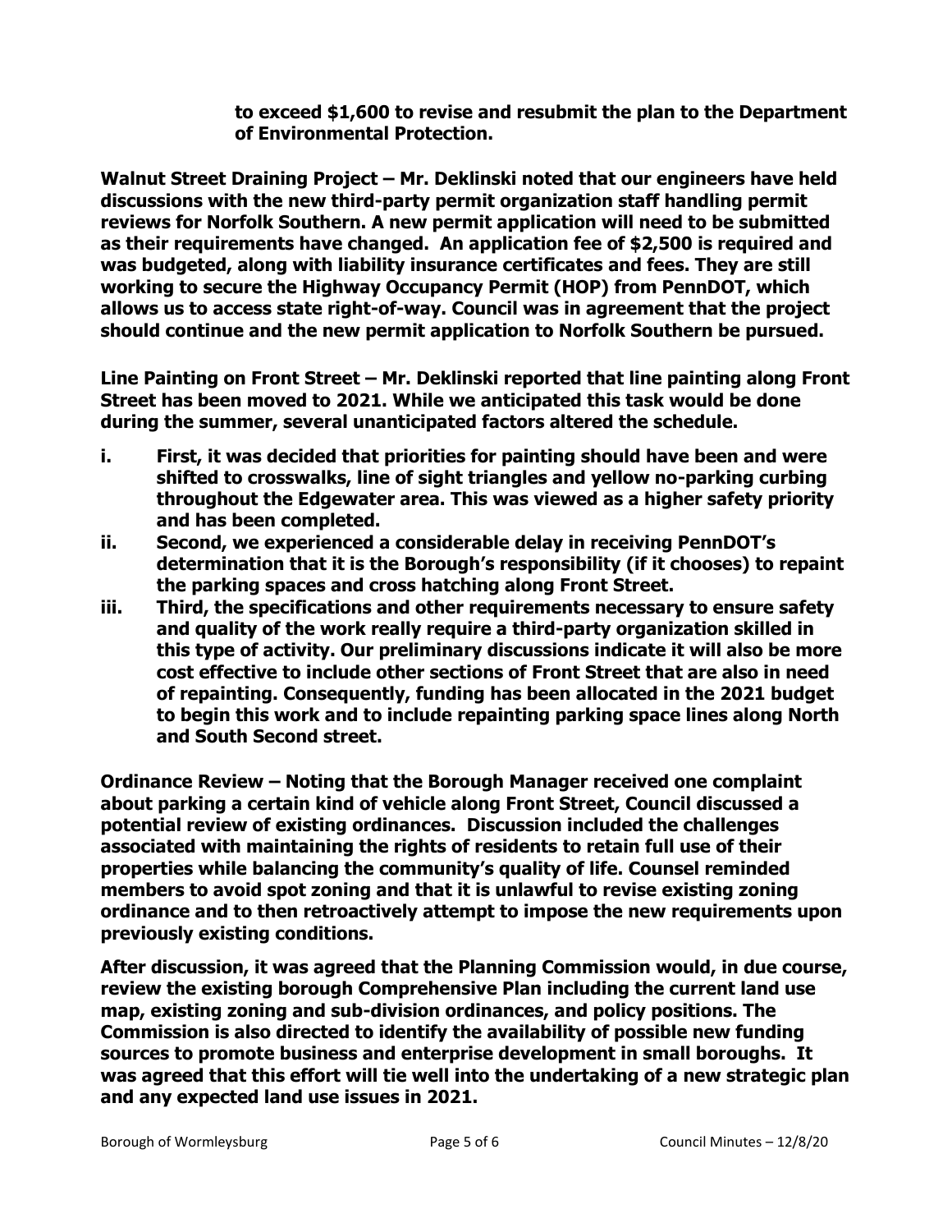**to exceed $1,600 to revise and resubmit the plan to the Department of Environmental Protection.**

**Walnut Street Draining Project – Mr. Deklinski noted that our engineers have held discussions with the new third-party permit organization staff handling permit reviews for Norfolk Southern. A new permit application will need to be submitted as their requirements have changed. An application fee of $2,500 is required and was budgeted, along with liability insurance certificates and fees. They are still working to secure the Highway Occupancy Permit (HOP) from PennDOT, which allows us to access state right-of-way. Council was in agreement that the project should continue and the new permit application to Norfolk Southern be pursued.**

**Line Painting on Front Street – Mr. Deklinski reported that line painting along Front Street has been moved to 2021. While we anticipated this task would be done during the summer, several unanticipated factors altered the schedule.**

- **i. First, it was decided that priorities for painting should have been and were shifted to crosswalks, line of sight triangles and yellow no-parking curbing throughout the Edgewater area. This was viewed as a higher safety priority and has been completed.**
- **ii. Second, we experienced a considerable delay in receiving PennDOT's determination that it is the Borough's responsibility (if it chooses) to repaint the parking spaces and cross hatching along Front Street.**
- **iii. Third, the specifications and other requirements necessary to ensure safety and quality of the work really require a third-party organization skilled in this type of activity. Our preliminary discussions indicate it will also be more cost effective to include other sections of Front Street that are also in need of repainting. Consequently, funding has been allocated in the 2021 budget to begin this work and to include repainting parking space lines along North and South Second street.**

**Ordinance Review – Noting that the Borough Manager received one complaint about parking a certain kind of vehicle along Front Street, Council discussed a potential review of existing ordinances. Discussion included the challenges associated with maintaining the rights of residents to retain full use of their properties while balancing the community's quality of life. Counsel reminded members to avoid spot zoning and that it is unlawful to revise existing zoning ordinance and to then retroactively attempt to impose the new requirements upon previously existing conditions.**

**After discussion, it was agreed that the Planning Commission would, in due course, review the existing borough Comprehensive Plan including the current land use map, existing zoning and sub-division ordinances, and policy positions. The Commission is also directed to identify the availability of possible new funding sources to promote business and enterprise development in small boroughs. It was agreed that this effort will tie well into the undertaking of a new strategic plan and any expected land use issues in 2021.**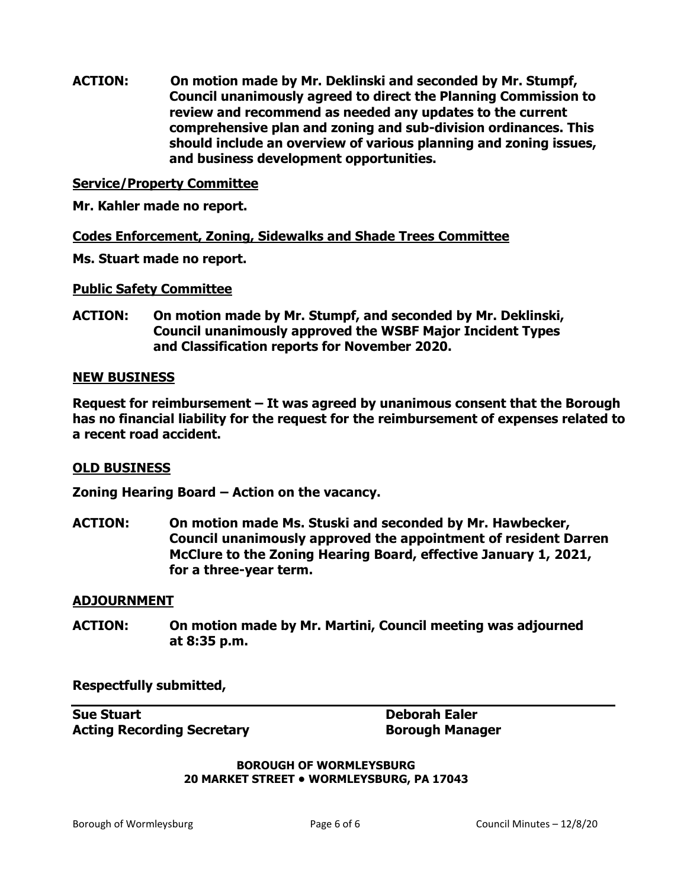**ACTION: On motion made by Mr. Deklinski and seconded by Mr. Stumpf, Council unanimously agreed to direct the Planning Commission to review and recommend as needed any updates to the current comprehensive plan and zoning and sub-division ordinances. This should include an overview of various planning and zoning issues, and business development opportunities.**

**Service/Property Committee**

**Mr. Kahler made no report.**

**Codes Enforcement, Zoning, Sidewalks and Shade Trees Committee**

**Ms. Stuart made no report.**

**Public Safety Committee**

**ACTION: On motion made by Mr. Stumpf, and seconded by Mr. Deklinski, Council unanimously approved the WSBF Major Incident Types and Classification reports for November 2020.**

## NEW BUSINESS

**Request for reimbursement – It was agreed by unanimous consent that the Borough has no financial liability for the request for the reimbursement of expenses related to a recent road accident.**

## OLD BUSINESS

**Zoning Hearing Board – Action on the vacancy.**

**ACTION: On motion made Ms. Stuski and seconded by Mr. Hawbecker, Council unanimously approved the appointment of resident Darren McClure to the Zoning Hearing Board, effective January 1, 2021, for a three-year term.**

## ADJOURNMENT

**ACTION: On motion made by Mr. Martini, Council meeting was adjourned at 8:35 p.m.**

**Respectfully submitted,**

**Sue Stuart**
**Acting Recording Secretary**

**Deborah Ealer**
**Borough Manager**

**BOROUGH OF WORMLEYSBURG**
**20 MARKET STREET • WORMLEYSBURG, PA 17043**